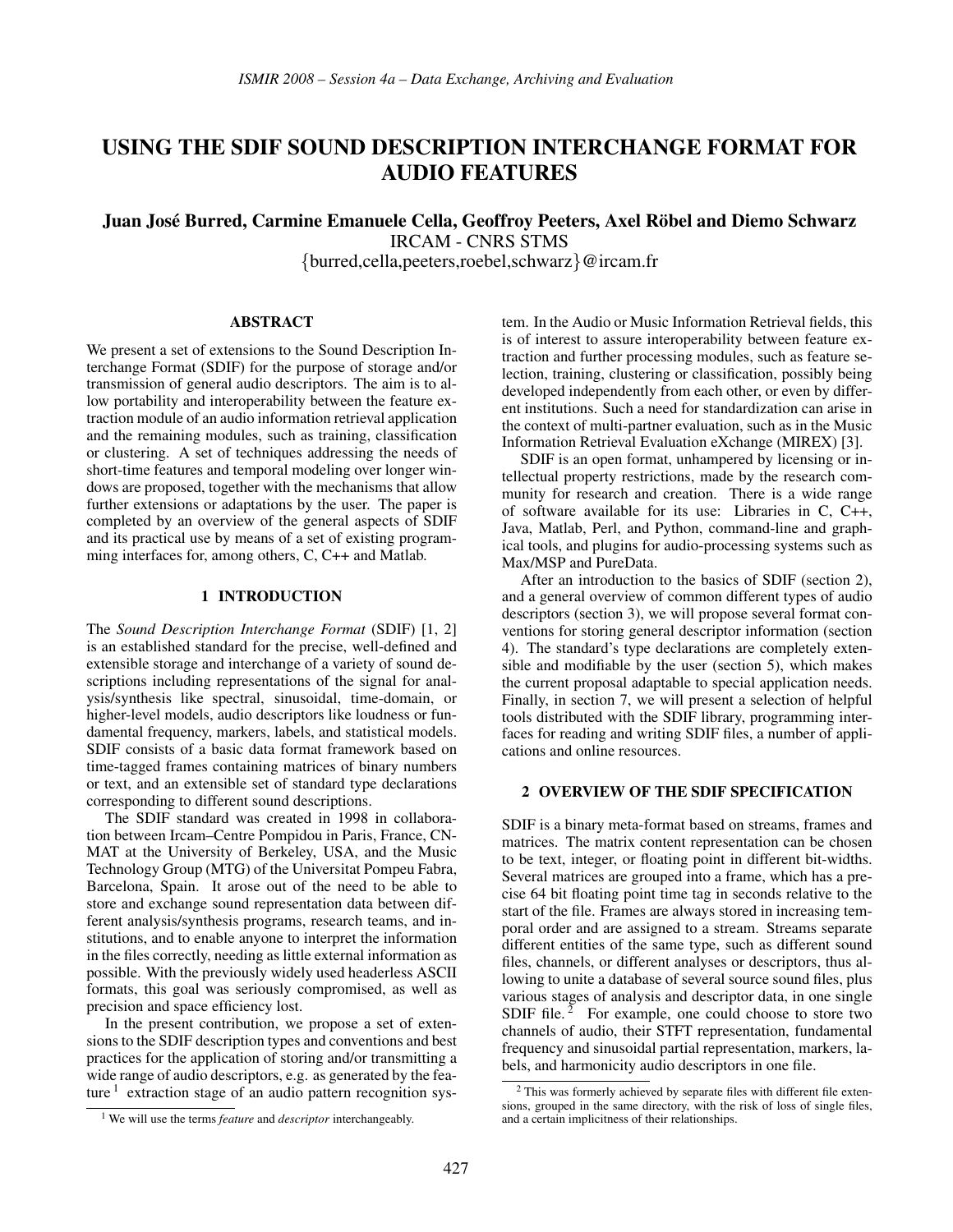# USING THE SDIF SOUND DESCRIPTION INTERCHANGE FORMAT FOR AUDIO FEATURES

**Juan José Burred, Carmine Emanuele Cella, Geoffroy Peeters, Axel Röbel and Diemo Schwarz**
IRCAM - CNRS STMS
{burred,cella,peeters,roebel,schwarz}@ircam.fr

## ABSTRACT

We present a set of extensions to the Sound Description Interchange Format (SDIF) for the purpose of storage and/or transmission of general audio descriptors. The aim is to allow portability and interoperability between the feature extraction module of an audio information retrieval application and the remaining modules, such as training, classification or clustering. A set of techniques addressing the needs of short-time features and temporal modeling over longer windows are proposed, together with the mechanisms that allow further extensions or adaptations by the user. The paper is completed by an overview of the general aspects of SDIF and its practical use by means of a set of existing programming interfaces for, among others, C, C++ and Matlab.

## 1 INTRODUCTION

The *Sound Description Interchange Format* (SDIF) [1, 2] is an established standard for the precise, well-defined and extensible storage and interchange of a variety of sound descriptions including representations of the signal for analysis/synthesis like spectral, sinusoidal, time-domain, or higher-level models, audio descriptors like loudness or fundamental frequency, markers, labels, and statistical models. SDIF consists of a basic data format framework based on time-tagged frames containing matrices of binary numbers or text, and an extensible set of standard type declarations corresponding to different sound descriptions.

The SDIF standard was created in 1998 in collaboration between Ircam–Centre Pompidou in Paris, France, CNMAT at the University of Berkeley, USA, and the Music Technology Group (MTG) of the Universitat Pompeu Fabra, Barcelona, Spain. It arose out of the need to be able to store and exchange sound representation data between different analysis/synthesis programs, research teams, and institutions, and to enable anyone to interpret the information in the files correctly, needing as little external information as possible. With the previously widely used headerless ASCII formats, this goal was seriously compromised, as well as precision and space efficiency lost.

In the present contribution, we propose a set of extensions to the SDIF description types and conventions and best practices for the application of storing and/or transmitting a wide range of audio descriptors, e.g. as generated by the feature [1] extraction stage of an audio pattern recognition system. In the Audio or Music Information Retrieval fields, this is of interest to assure interoperability between feature extraction and further processing modules, such as feature selection, training, clustering or classification, possibly being developed independently from each other, or even by different institutions. Such a need for standardization can arise in the context of multi-partner evaluation, such as in the Music Information Retrieval Evaluation eXchange (MIREX) [3].

SDIF is an open format, unhampered by licensing or intellectual property restrictions, made by the research community for research and creation. There is a wide range of software available for its use: Libraries in C, C++, Java, Matlab, Perl, and Python, command-line and graphical tools, and plugins for audio-processing systems such as Max/MSP and PureData.

After an introduction to the basics of SDIF (section 2), and a general overview of common different types of audio descriptors (section 3), we will propose several format conventions for storing general descriptor information (section 4). The standard's type declarations are completely extensible and modifiable by the user (section 5), which makes the current proposal adaptable to special application needs. Finally, in section 7, we will present a selection of helpful tools distributed with the SDIF library, programming interfaces for reading and writing SDIF files, a number of applications and online resources.

[1] We will use the terms *feature* and *descriptor* interchangeably.

## 2 OVERVIEW OF THE SDIF SPECIFICATION

SDIF is a binary meta-format based on streams, frames and matrices. The matrix content representation can be chosen to be text, integer, or floating point in different bit-widths. Several matrices are grouped into a frame, which has a precise 64 bit floating point time tag in seconds relative to the start of the file. Frames are always stored in increasing temporal order and are assigned to a stream. Streams separate different entities of the same type, such as different sound files, channels, or different analyses or descriptors, thus allowing to unite a database of several source sound files, plus various stages of analysis and descriptor data, in one single SDIF file. [2] For example, one could choose to store two channels of audio, their STFT representation, fundamental frequency and sinusoidal partial representation, markers, labels, and harmonicity audio descriptors in one file.

[2] This was formerly achieved by separate files with different file extensions, grouped in the same directory, with the risk of loss of single files, and a certain implicitness of their relationships.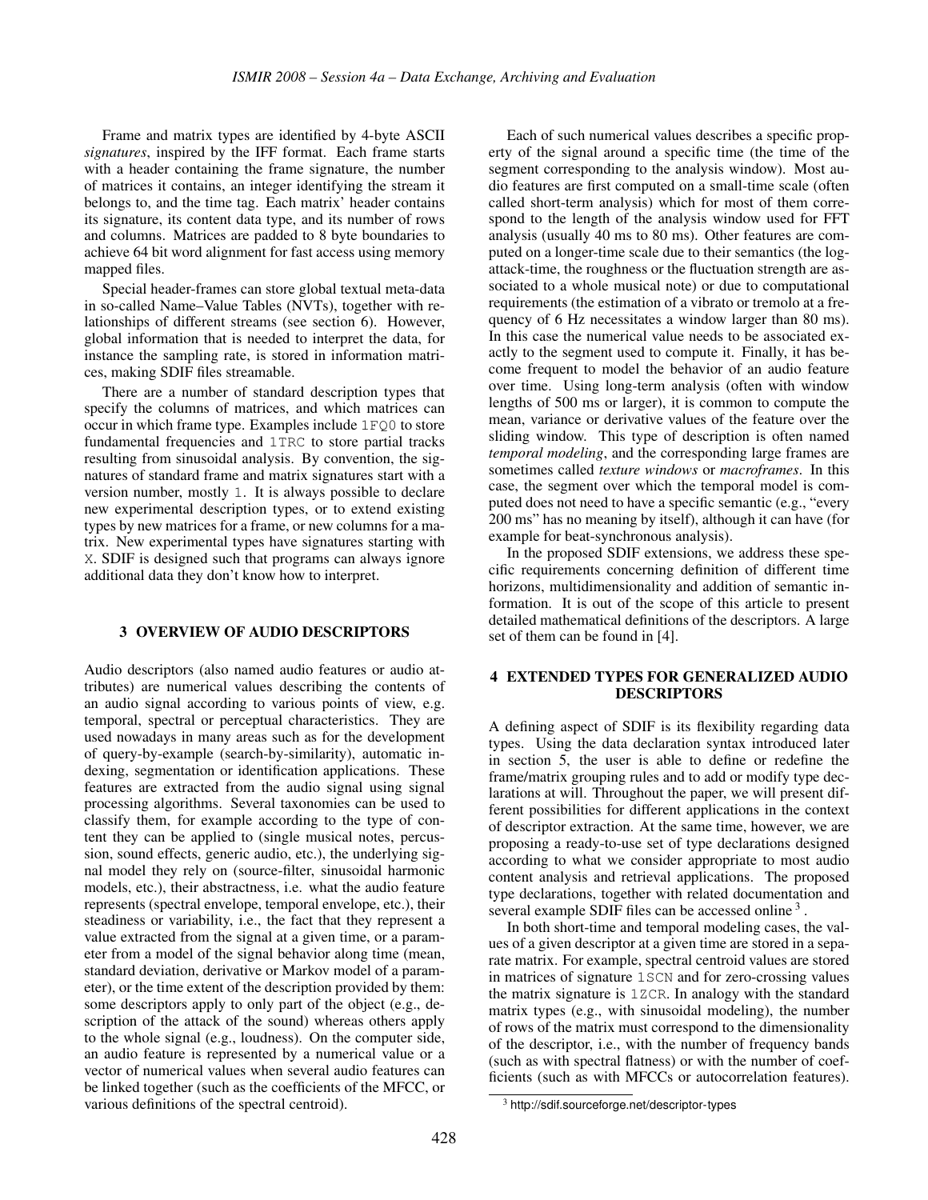Frame and matrix types are identified by 4-byte ASCII *signatures*, inspired by the IFF format. Each frame starts with a header containing the frame signature, the number of matrices it contains, an integer identifying the stream it belongs to, and the time tag. Each matrix' header contains its signature, its content data type, and its number of rows and columns. Matrices are padded to 8 byte boundaries to achieve 64 bit word alignment for fast access using memory mapped files.

Special header-frames can store global textual meta-data in so-called Name–Value Tables (NVTs), together with relationships of different streams (see section 6). However, global information that is needed to interpret the data, for instance the sampling rate, is stored in information matrices, making SDIF files streamable.

There are a number of standard description types that specify the columns of matrices, and which matrices can occur in which frame type. Examples include `1FQ0` to store fundamental frequencies and `1TRC` to store partial tracks resulting from sinusoidal analysis. By convention, the signatures of standard frame and matrix signatures start with a version number, mostly `1`. It is always possible to declare new experimental description types, or to extend existing types by new matrices for a frame, or new columns for a matrix. New experimental types have signatures starting with `X`. SDIF is designed such that programs can always ignore additional data they don't know how to interpret.

## 3 OVERVIEW OF AUDIO DESCRIPTORS

Audio descriptors (also named audio features or audio attributes) are numerical values describing the contents of an audio signal according to various points of view, e.g. temporal, spectral or perceptual characteristics. They are used nowadays in many areas such as for the development of query-by-example (search-by-similarity), automatic indexing, segmentation or identification applications. These features are extracted from the audio signal using signal processing algorithms. Several taxonomies can be used to classify them, for example according to the type of content they can be applied to (single musical notes, percussion, sound effects, generic audio, etc.), the underlying signal model they rely on (source-filter, sinusoidal harmonic models, etc.), their abstractness, i.e. what the audio feature represents (spectral envelope, temporal envelope, etc.), their steadiness or variability, i.e., the fact that they represent a value extracted from the signal at a given time, or a parameter from a model of the signal behavior along time (mean, standard deviation, derivative or Markov model of a parameter), or the time extent of the description provided by them: some descriptors apply to only part of the object (e.g., description of the attack of the sound) whereas others apply to the whole signal (e.g., loudness). On the computer side, an audio feature is represented by a numerical value or a vector of numerical values when several audio features can be linked together (such as the coefficients of the MFCC, or various definitions of the spectral centroid).

Each of such numerical values describes a specific property of the signal around a specific time (the time of the segment corresponding to the analysis window). Most audio features are first computed on a small-time scale (often called short-term analysis) which for most of them correspond to the length of the analysis window used for FFT analysis (usually 40 ms to 80 ms). Other features are computed on a longer-time scale due to their semantics (the log-attack-time, the roughness or the fluctuation strength are associated to a whole musical note) or due to computational requirements (the estimation of a vibrato or tremolo at a frequency of 6 Hz necessitates a window larger than 80 ms). In this case the numerical value needs to be associated exactly to the segment used to compute it. Finally, it has become frequent to model the behavior of an audio feature over time. Using long-term analysis (often with window lengths of 500 ms or larger), it is common to compute the mean, variance or derivative values of the feature over the sliding window. This type of description is often named *temporal modeling*, and the corresponding large frames are sometimes called *texture windows* or *macroframes*. In this case, the segment over which the temporal model is computed does not need to have a specific semantic (e.g., "every 200 ms" has no meaning by itself), although it can have (for example for beat-synchronous analysis).

In the proposed SDIF extensions, we address these specific requirements concerning definition of different time horizons, multidimensionality and addition of semantic information. It is out of the scope of this article to present detailed mathematical definitions of the descriptors. A large set of them can be found in [4].

## 4 EXTENDED TYPES FOR GENERALIZED AUDIO DESCRIPTORS

A defining aspect of SDIF is its flexibility regarding data types. Using the data declaration syntax introduced later in section 5, the user is able to define or redefine the frame/matrix grouping rules and to add or modify type declarations at will. Throughout the paper, we will present different possibilities for different applications in the context of descriptor extraction. At the same time, however, we are proposing a ready-to-use set of type declarations designed according to what we consider appropriate to most audio content analysis and retrieval applications. The proposed type declarations, together with related documentation and several example SDIF files can be accessed online [3].

In both short-time and temporal modeling cases, the values of a given descriptor at a given time are stored in a separate matrix. For example, spectral centroid values are stored in matrices of signature `1SCN` and for zero-crossing values the matrix signature is `1ZCR`. In analogy with the standard matrix types (e.g., with sinusoidal modeling), the number of rows of the matrix must correspond to the dimensionality of the descriptor, i.e., with the number of frequency bands (such as with spectral flatness) or with the number of coefficients (such as with MFCCs or autocorrelation features).

[3] http://sdif.sourceforge.net/descriptor-types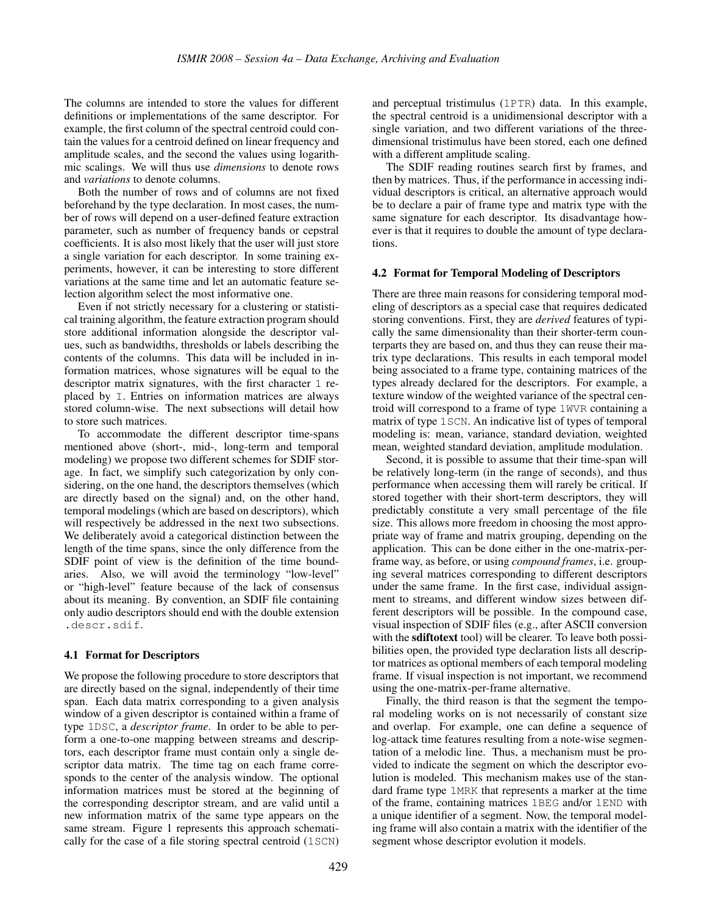The columns are intended to store the values for different definitions or implementations of the same descriptor. For example, the first column of the spectral centroid could contain the values for a centroid defined on linear frequency and amplitude scales, and the second the values using logarithmic scalings. We will thus use *dimensions* to denote rows and *variations* to denote columns.

Both the number of rows and of columns are not fixed beforehand by the type declaration. In most cases, the number of rows will depend on a user-defined feature extraction parameter, such as number of frequency bands or cepstral coefficients. It is also most likely that the user will just store a single variation for each descriptor. In some training experiments, however, it can be interesting to store different variations at the same time and let an automatic feature selection algorithm select the most informative one.

Even if not strictly necessary for a clustering or statistical training algorithm, the feature extraction program should store additional information alongside the descriptor values, such as bandwidths, thresholds or labels describing the contents of the columns. This data will be included in information matrices, whose signatures will be equal to the descriptor matrix signatures, with the first character `1` replaced by `I`. Entries on information matrices are always stored column-wise. The next subsections will detail how to store such matrices.

To accommodate the different descriptor time-spans mentioned above (short-, mid-, long-term and temporal modeling) we propose two different schemes for SDIF storage. In fact, we simplify such categorization by only considering, on the one hand, the descriptors themselves (which are directly based on the signal) and, on the other hand, temporal modelings (which are based on descriptors), which will respectively be addressed in the next two subsections. We deliberately avoid a categorical distinction between the length of the time spans, since the only difference from the SDIF point of view is the definition of the time boundaries. Also, we will avoid the terminology "low-level" or "high-level" feature because of the lack of consensus about its meaning. By convention, an SDIF file containing only audio descriptors should end with the double extension `.descr.sdif`.

### 4.1 Format for Descriptors

We propose the following procedure to store descriptors that are directly based on the signal, independently of their time span. Each data matrix corresponding to a given analysis window of a given descriptor is contained within a frame of type `1DSC`, a *descriptor frame*. In order to be able to perform a one-to-one mapping between streams and descriptors, each descriptor frame must contain only a single descriptor data matrix. The time tag on each frame corresponds to the center of the analysis window. The optional information matrices must be stored at the beginning of the corresponding descriptor stream, and are valid until a new information matrix of the same type appears on the same stream. Figure 1 represents this approach schematically for the case of a file storing spectral centroid (`1SCN`) and perceptual tristimulus (`1PTR`) data. In this example, the spectral centroid is a unidimensional descriptor with a single variation, and two different variations of the three-dimensional tristimulus have been stored, each one defined with a different amplitude scaling.

The SDIF reading routines search first by frames, and then by matrices. Thus, if the performance in accessing individual descriptors is critical, an alternative approach would be to declare a pair of frame type and matrix type with the same signature for each descriptor. Its disadvantage however is that it requires to double the amount of type declarations.

### 4.2 Format for Temporal Modeling of Descriptors

There are three main reasons for considering temporal modeling of descriptors as a special case that requires dedicated storing conventions. First, they are *derived* features of typically the same dimensionality than their shorter-term counterparts they are based on, and thus they can reuse their matrix type declarations. This results in each temporal model being associated to a frame type, containing matrices of the types already declared for the descriptors. For example, a texture window of the weighted variance of the spectral centroid will correspond to a frame of type `1WVR` containing a matrix of type `1SCN`. An indicative list of types of temporal modeling is: mean, variance, standard deviation, weighted mean, weighted standard deviation, amplitude modulation.

Second, it is possible to assume that their time-span will be relatively long-term (in the range of seconds), and thus performance when accessing them will rarely be critical. If stored together with their short-term descriptors, they will predictably constitute a very small percentage of the file size. This allows more freedom in choosing the most appropriate way of frame and matrix grouping, depending on the application. This can be done either in the one-matrix-per-frame way, as before, or using *compound frames*, i.e. grouping several matrices corresponding to different descriptors under the same frame. In the first case, individual assignment to streams, and different window sizes between different descriptors will be possible. In the compound case, visual inspection of SDIF files (e.g., after ASCII conversion with the **sdiftotext** tool) will be clearer. To leave both possibilities open, the provided type declaration lists all descriptor matrices as optional members of each temporal modeling frame. If visual inspection is not important, we recommend using the one-matrix-per-frame alternative.

Finally, the third reason is that the segment the temporal modeling works on is not necessarily of constant size and overlap. For example, one can define a sequence of log-attack time features resulting from a note-wise segmentation of a melodic line. Thus, a mechanism must be provided to indicate the segment on which the descriptor evolution is modeled. This mechanism makes use of the standard frame type `1MRK` that represents a marker at the time of the frame, containing matrices `1BEG` and/or `1END` with a unique identifier of a segment. Now, the temporal modeling frame will also contain a matrix with the identifier of the segment whose descriptor evolution it models.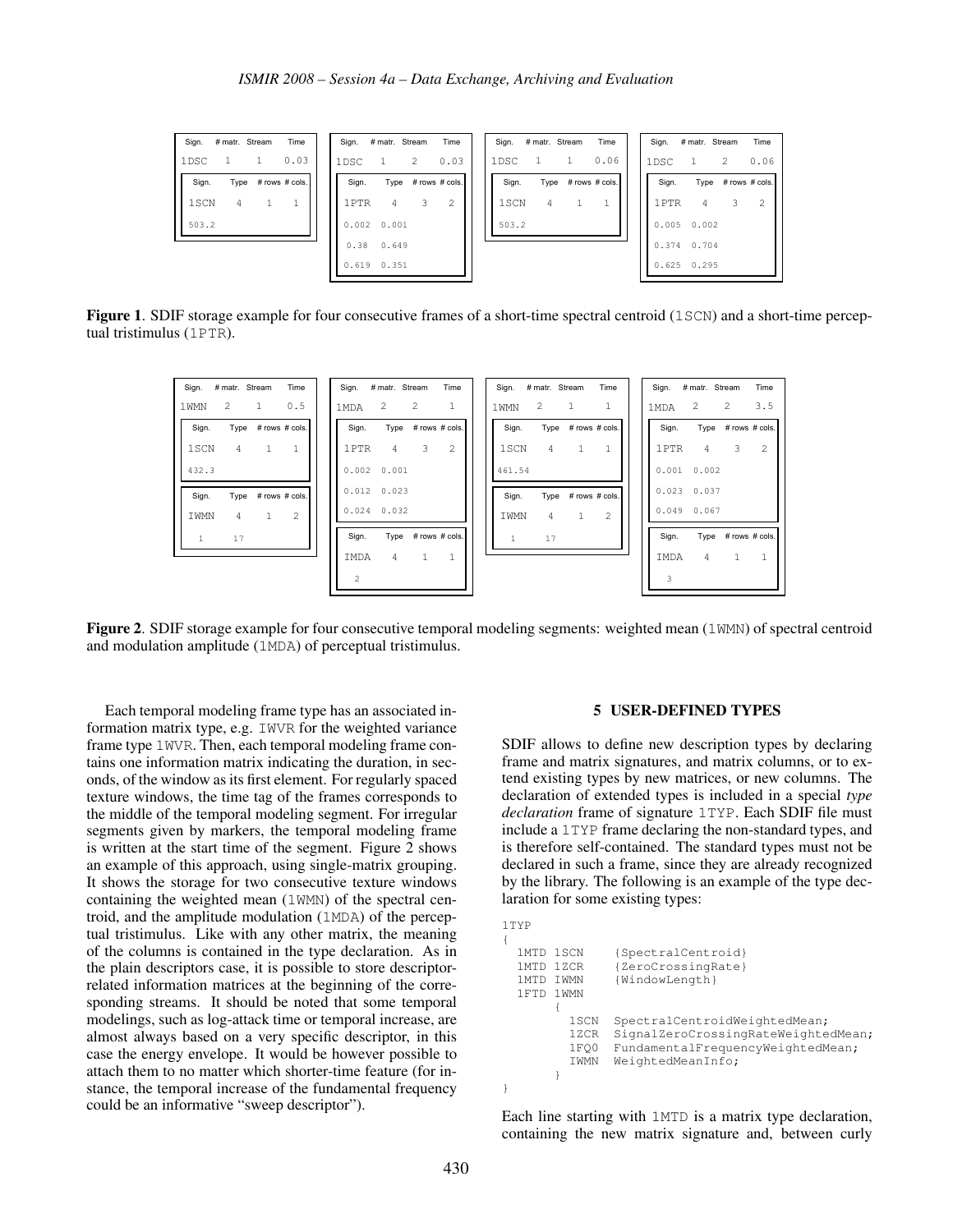| Sign. | # matr. | Stream | Time |
|---|---|---|---|
| 1DSC | 1 | 1 | 0.03 |

| Sign. | Type | # rows | # cols. |
|---|---|---|---|
| 1SCN | 4 | 1 | 1 |
| 503.2 | | | |

| Sign. | # matr. | Stream | Time |
|---|---|---|---|
| 1DSC | 1 | 2 | 0.03 |

| Sign. | Type | # rows | # cols. |
|---|---|---|---|
| 1PTR | 4 | 3 | 2 |
| 0.002 | 0.001 | | |
| 0.38 | 0.649 | | |
| 0.619 | 0.351 | | |

| Sign. | # matr. | Stream | Time |
|---|---|---|---|
| 1DSC | 1 | 1 | 0.06 |

| Sign. | Type | # rows | # cols. |
|---|---|---|---|
| 1SCN | 4 | 1 | 1 |
| 503.2 | | | |

| Sign. | # matr. | Stream | Time |
|---|---|---|---|
| 1DSC | 1 | 2 | 0.06 |

| Sign. | Type | # rows | # cols. |
|---|---|---|---|
| 1PTR | 4 | 3 | 2 |
| 0.005 | 0.002 | | |
| 0.374 | 0.704 | | |
| 0.625 | 0.295 | | |

**Figure 1**. SDIF storage example for four consecutive frames of a short-time spectral centroid (1SCN) and a short-time perceptual tristimulus (1PTR).

| Sign. | # matr. | Stream | Time |
|---|---|---|---|
| 1WMN | 2 | 1 | 0.5 |

| Sign. | Type | # rows | # cols. |
|---|---|---|---|
| 1SCN | 4 | 1 | 1 |
| 432.3 | | | |

| Sign. | Type | # rows | # cols. |
|---|---|---|---|
| IWMN | 4 | 1 | 2 |
| 1 | 17 | | |

| Sign. | # matr. | Stream | Time |
|---|---|---|---|
| 1MDA | 2 | 2 | 1 |

| Sign. | Type | # rows | # cols. |
|---|---|---|---|
| 1PTR | 4 | 3 | 2 |
| 0.002 | 0.001 | | |
| 0.012 | 0.023 | | |
| 0.024 | 0.032 | | |

| Sign. | Type | # rows | # cols. |
|---|---|---|---|
| IMDA | 4 | 1 | 1 |
| 2 | | | |

| Sign. | # matr. | Stream | Time |
|---|---|---|---|
| 1WMN | 2 | 1 | 1 |

| Sign. | Type | # rows | # cols. |
|---|---|---|---|
| 1SCN | 4 | 1 | 1 |
| 461.54 | | | |

| Sign. | Type | # rows | # cols. |
|---|---|---|---|
| IWMN | 4 | 1 | 2 |
| 1 | 17 | | |

| Sign. | # matr. | Stream | Time |
|---|---|---|---|
| 1MDA | 2 | 2 | 3.5 |

| Sign. | Type | # rows | # cols. |
|---|---|---|---|
| 1PTR | 4 | 3 | 2 |
| 0.001 | 0.002 | | |
| 0.023 | 0.037 | | |
| 0.049 | 0.067 | | |

| Sign. | Type | # rows | # cols. |
|---|---|---|---|
| IMDA | 4 | 1 | 1 |
| 3 | | | |

**Figure 2**. SDIF storage example for four consecutive temporal modeling segments: weighted mean (1WMN) of spectral centroid and modulation amplitude (1MDA) of perceptual tristimulus.

Each temporal modeling frame type has an associated information matrix type, e.g. IWVR for the weighted variance frame type 1WVR. Then, each temporal modeling frame contains one information matrix indicating the duration, in seconds, of the window as its first element. For regularly spaced texture windows, the time tag of the frames corresponds to the middle of the temporal modeling segment. For irregular segments given by markers, the temporal modeling frame is written at the start time of the segment. Figure 2 shows an example of this approach, using single-matrix grouping. It shows the storage for two consecutive texture windows containing the weighted mean (1WMN) of the spectral centroid, and the amplitude modulation (1MDA) of the perceptual tristimulus. Like with any other matrix, the meaning of the columns is contained in the type declaration. As in the plain descriptors case, it is possible to store descriptor-related information matrices at the beginning of the corresponding streams. It should be noted that some temporal modelings, such as log-attack time or temporal increase, are almost always based on a very specific descriptor, in this case the energy envelope. It would be however possible to attach them to no matter which shorter-time feature (for instance, the temporal increase of the fundamental frequency could be an informative "sweep descriptor").

## 5 USER-DEFINED TYPES

SDIF allows to define new description types by declaring frame and matrix signatures, and matrix columns, or to extend existing types by new matrices, or new columns. The declaration of extended types is included in a special *type declaration* frame of signature 1TYP. Each SDIF file must include a 1TYP frame declaring the non-standard types, and is therefore self-contained. The standard types must not be declared in such a frame, since they are already recognized by the library. The following is an example of the type declaration for some existing types:

```
1TYP
{
  1MTD 1SCN    {SpectralCentroid}
  1MTD 1ZCR    {ZeroCrossingRate}
  1MTD IWMN    {WindowLength}
  1FTD 1WMN
       {
         1SCN  SpectralCentroidWeightedMean;
         1ZCR  SignalZeroCrossingRateWeightedMean;
         1FQ0  FundamentalFrequencyWeightedMean;
         IWMN  WeightedMeanInfo;
       }
}
```

Each line starting with 1MTD is a matrix type declaration, containing the new matrix signature and, between curly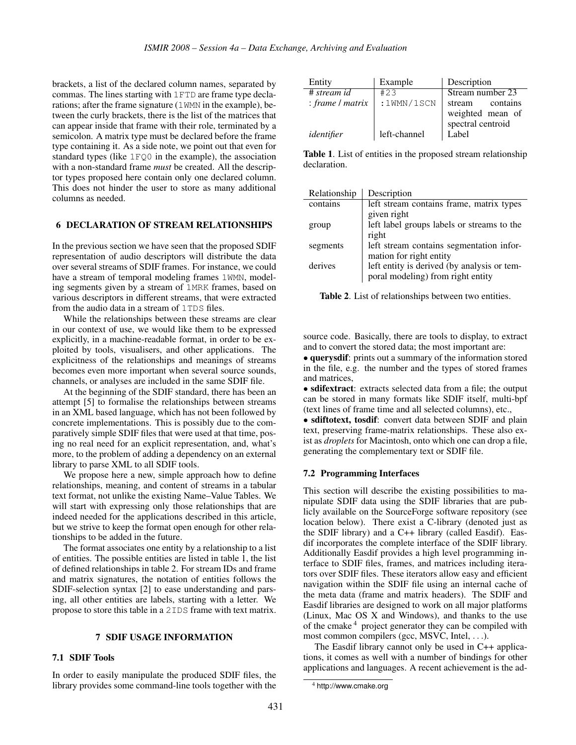brackets, a list of the declared column names, separated by commas. The lines starting with `1FTD` are frame type declarations; after the frame signature (`1WMN` in the example), between the curly brackets, there is the list of the matrices that can appear inside that frame with their role, terminated by a semicolon. A matrix type must be declared before the frame type containing it. As a side note, we point out that even for standard types (like `1FQ0` in the example), the association with a non-standard frame *must* be created. All the descriptor types proposed here contain only one declared column. This does not hinder the user to store as many additional columns as needed.

## 6 DECLARATION OF STREAM RELATIONSHIPS

In the previous section we have seen that the proposed SDIF representation of audio descriptors will distribute the data over several streams of SDIF frames. For instance, we could have a stream of temporal modeling frames `1WMN`, modeling segments given by a stream of `1MRK` frames, based on various descriptors in different streams, that were extracted from the audio data in a stream of `1TDS` files.

While the relationships between these streams are clear in our context of use, we would like them to be expressed explicitly, in a machine-readable format, in order to be exploited by tools, visualisers, and other applications. The explicitness of the relationships and meanings of streams becomes even more important when several source sounds, channels, or analyses are included in the same SDIF file.

At the beginning of the SDIF standard, there has been an attempt [5] to formalise the relationships between streams in an XML based language, which has not been followed by concrete implementations. This is possibly due to the comparatively simple SDIF files that were used at that time, posing no real need for an explicit representation, and, what's more, to the problem of adding a dependency on an external library to parse XML to all SDIF tools.

We propose here a new, simple approach how to define relationships, meaning, and content of streams in a tabular text format, not unlike the existing Name–Value Tables. We will start with expressing only those relationships that are indeed needed for the applications described in this article, but we strive to keep the format open enough for other relationships to be added in the future.

The format associates one entity by a relationship to a list of entities. The possible entities are listed in table 1, the list of defined relationships in table 2. For stream IDs and frame and matrix signatures, the notation of entities follows the SDIF-selection syntax [2] to ease understanding and parsing, all other entities are labels, starting with a letter. We propose to store this table in a `2IDS` frame with text matrix.

| Entity | Example | Description |
|---|---|---|
| *# stream id* | `#23` | Stream number 23 |
| *: frame / matrix* | `:1WMN/1SCN` | stream contains weighted mean of spectral centroid |
| *identifier* | left-channel | Label |

**Table 1**. List of entities in the proposed stream relationship declaration.

| Relationship | Description |
|---|---|
| contains | left stream contains frame, matrix types given right |
| group | left label groups labels or streams to the right |
| segments | left stream contains segmentation information for right entity |
| derives | left entity is derived (by analysis or temporal modeling) from right entity |

**Table 2**. List of relationships between two entities.

## 7 SDIF USAGE INFORMATION

### 7.1 SDIF Tools

In order to easily manipulate the produced SDIF files, the library provides some command-line tools together with the source code. Basically, there are tools to display, to extract and to convert the stored data; the most important are:

- **querysdif**: prints out a summary of the information stored in the file, e.g. the number and the types of stored frames and matrices,
- **sdifextract**: extracts selected data from a file; the output can be stored in many formats like SDIF itself, multi-bpf (text lines of frame time and all selected columns), etc.,
- **sdiftotext, tosdif**: convert data between SDIF and plain text, preserving frame-matrix relationships. These also exist as *droplets* for Macintosh, onto which one can drop a file, generating the complementary text or SDIF file.

### 7.2 Programming Interfaces

This section will describe the existing possibilities to manipulate SDIF data using the SDIF libraries that are publicly available on the SourceForge software repository (see location below). There exist a C-library (denoted just as the SDIF library) and a C++ library (called Easdif). Easdif incorporates the complete interface of the SDIF library. Additionally Easdif provides a high level programming interface to SDIF files, frames, and matrices including iterators over SDIF files. These iterators allow easy and efficient navigation within the SDIF file using an internal cache of the meta data (frame and matrix headers). The SDIF and Easdif libraries are designed to work on all major platforms (Linux, Mac OS X and Windows), and thanks to the use of the cmake [4] project generator they can be compiled with most common compilers (gcc, MSVC, Intel, ...).

The Easdif library cannot only be used in C++ applications, it comes as well with a number of bindings for other applications and languages. A recent achievement is the ad-

[4] http://www.cmake.org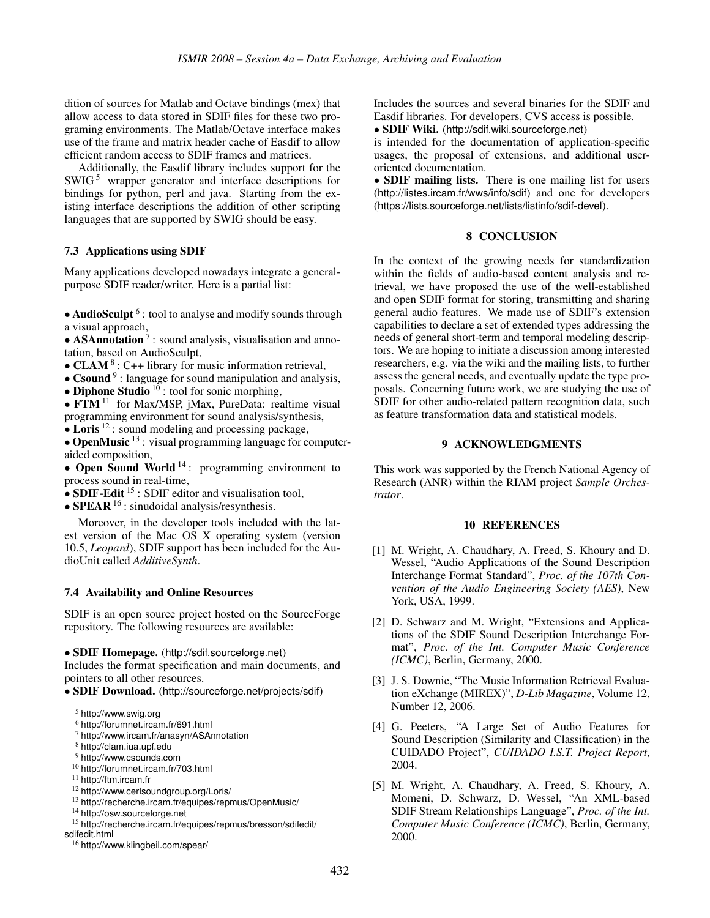dition of sources for Matlab and Octave bindings (mex) that allow access to data stored in SDIF files for these two programing environments. The Matlab/Octave interface makes use of the frame and matrix header cache of Easdif to allow efficient random access to SDIF frames and matrices.

Additionally, the Easdif library includes support for the SWIG[5] wrapper generator and interface descriptions for bindings for python, perl and java. Starting from the existing interface descriptions the addition of other scripting languages that are supported by SWIG should be easy.

### 7.3 Applications using SDIF

Many applications developed nowadays integrate a general-purpose SDIF reader/writer. Here is a partial list:

- **AudioSculpt**[6] : tool to analyse and modify sounds through a visual approach,
- **ASAnnotation**[7] : sound analysis, visualisation and annotation, based on AudioSculpt,
- **CLAM**[8] : C++ library for music information retrieval,
- **Csound**[9] : language for sound manipulation and analysis,
- **Diphone Studio**[10] : tool for sonic morphing,
- **FTM**[11] for Max/MSP, jMax, PureData: realtime visual programming environment for sound analysis/synthesis,
- **Loris**[12] : sound modeling and processing package,
- **OpenMusic**[13] : visual programming language for computer-aided composition,
- **Open Sound World**[14] : programming environment to process sound in real-time,
- **SDIF-Edit**[15] : SDIF editor and visualisation tool,
- **SPEAR**[16] : sinudoidal analysis/resynthesis.

Moreover, in the developer tools included with the latest version of the Mac OS X operating system (version 10.5, *Leopard*), SDIF support has been included for the AudioUnit called *AdditiveSynth*.

### 7.4 Availability and Online Resources

SDIF is an open source project hosted on the SourceForge repository. The following resources are available:

- **SDIF Homepage.** (http://sdif.sourceforge.net)
Includes the format specification and main documents, and pointers to all other resources.
- **SDIF Download.** (http://sourceforge.net/projects/sdif)
Includes the sources and several binaries for the SDIF and Easdif libraries. For developers, CVS access is possible.
- **SDIF Wiki.** (http://sdif.wiki.sourceforge.net)
is intended for the documentation of application-specific usages, the proposal of extensions, and additional user-oriented documentation.
- **SDIF mailing lists.** There is one mailing list for users (http://listes.ircam.fr/wws/info/sdif) and one for developers (https://lists.sourceforge.net/lists/listinfo/sdif-devel).

## 8 CONCLUSION

In the context of the growing needs for standardization within the fields of audio-based content analysis and retrieval, we have proposed the use of the well-established and open SDIF format for storing, transmitting and sharing general audio features. We made use of SDIF's extension capabilities to declare a set of extended types addressing the needs of general short-term and temporal modeling descriptors. We are hoping to initiate a discussion among interested researchers, e.g. via the wiki and the mailing lists, to further assess the general needs, and eventually update the type proposals. Concerning future work, we are studying the use of SDIF for other audio-related pattern recognition data, such as feature transformation data and statistical models.

## 9 ACKNOWLEDGMENTS

This work was supported by the French National Agency of Research (ANR) within the RIAM project *Sample Orchestrator*.

## 10 REFERENCES

[1] M. Wright, A. Chaudhary, A. Freed, S. Khoury and D. Wessel, "Audio Applications of the Sound Description Interchange Format Standard", *Proc. of the 107th Convention of the Audio Engineering Society (AES)*, New York, USA, 1999.

[2] D. Schwarz and M. Wright, "Extensions and Applications of the SDIF Sound Description Interchange Format", *Proc. of the Int. Computer Music Conference (ICMC)*, Berlin, Germany, 2000.

[3] J. S. Downie, "The Music Information Retrieval Evaluation eXchange (MIREX)", *D-Lib Magazine*, Volume 12, Number 12, 2006.

[4] G. Peeters, "A Large Set of Audio Features for Sound Description (Similarity and Classification) in the CUIDADO Project", *CUIDADO I.S.T. Project Report*, 2004.

[5] M. Wright, A. Chaudhary, A. Freed, S. Khoury, A. Momeni, D. Schwarz, D. Wessel, "An XML-based SDIF Stream Relationships Language", *Proc. of the Int. Computer Music Conference (ICMC)*, Berlin, Germany, 2000.

---

[5] http://www.swig.org

[6] http://forumnet.ircam.fr/691.html

[7] http://www.ircam.fr/anasyn/ASAnnotation

[8] http://clam.iua.upf.edu

[9] http://www.csounds.com

[10] http://forumnet.ircam.fr/703.html

[11] http://ftm.ircam.fr

[12] http://www.cerlsoundgroup.org/Loris/

[13] http://recherche.ircam.fr/equipes/repmus/OpenMusic/

[14] http://osw.sourceforge.net

[15] http://recherche.ircam.fr/equipes/repmus/bresson/sdifedit/sdifedit.html

[16] http://www.klingbeil.com/spear/